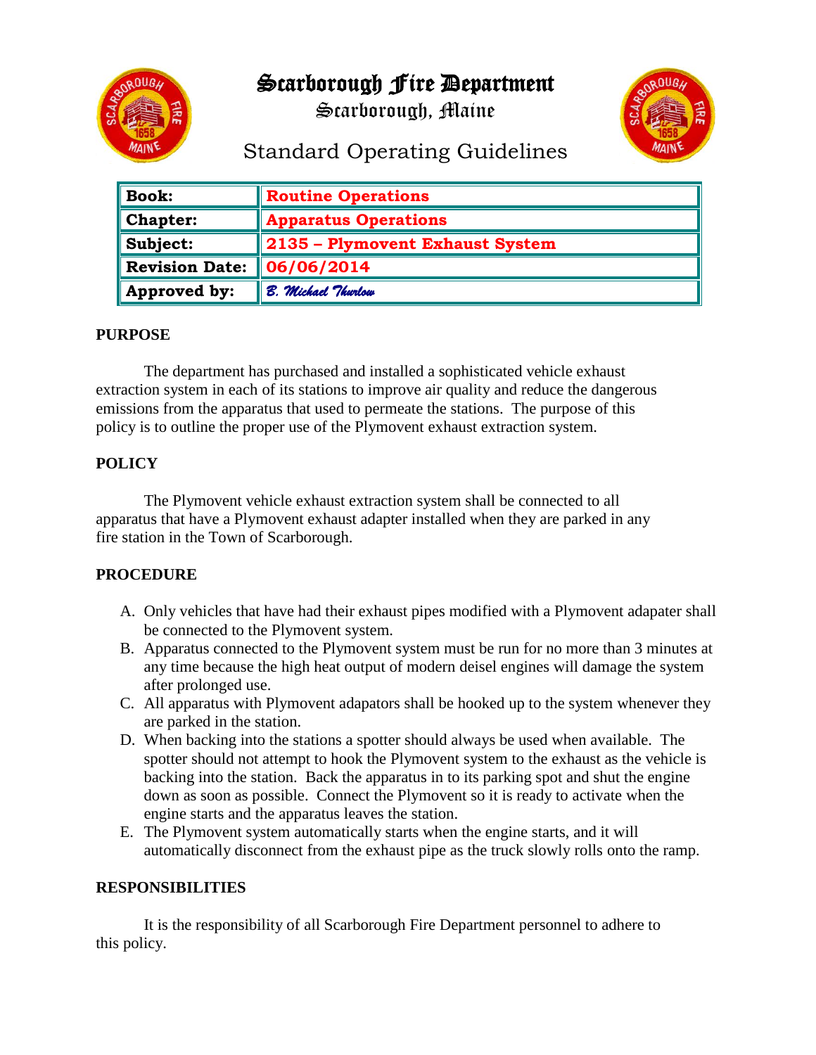# Scarborough Fire Department

## Scarborough, Maine

## Standard Operating Guidelines

| **Book:** | **Routine Operations** |
|---|---|
| **Chapter:** | **Apparatus Operations** |
| **Subject:** | **2135 – Plymovent Exhaust System** |
| **Revision Date:** | **06/06/2014** |
| **Approved by:** | *B. Michael Thurlow* |

**PURPOSE**

The department has purchased and installed a sophisticated vehicle exhaust extraction system in each of its stations to improve air quality and reduce the dangerous emissions from the apparatus that used to permeate the stations. The purpose of this policy is to outline the proper use of the Plymovent exhaust extraction system.

**POLICY**

The Plymovent vehicle exhaust extraction system shall be connected to all apparatus that have a Plymovent exhaust adapter installed when they are parked in any fire station in the Town of Scarborough.

**PROCEDURE**

A. Only vehicles that have had their exhaust pipes modified with a Plymovent adapater shall be connected to the Plymovent system.
B. Apparatus connected to the Plymovent system must be run for no more than 3 minutes at any time because the high heat output of modern deisel engines will damage the system after prolonged use.
C. All apparatus with Plymovent adapators shall be hooked up to the system whenever they are parked in the station.
D. When backing into the stations a spotter should always be used when available. The spotter should not attempt to hook the Plymovent system to the exhaust as the vehicle is backing into the station. Back the apparatus in to its parking spot and shut the engine down as soon as possible. Connect the Plymovent so it is ready to activate when the engine starts and the apparatus leaves the station.
E. The Plymovent system automatically starts when the engine starts, and it will automatically disconnect from the exhaust pipe as the truck slowly rolls onto the ramp.

**RESPONSIBILITIES**

It is the responsibility of all Scarborough Fire Department personnel to adhere to this policy.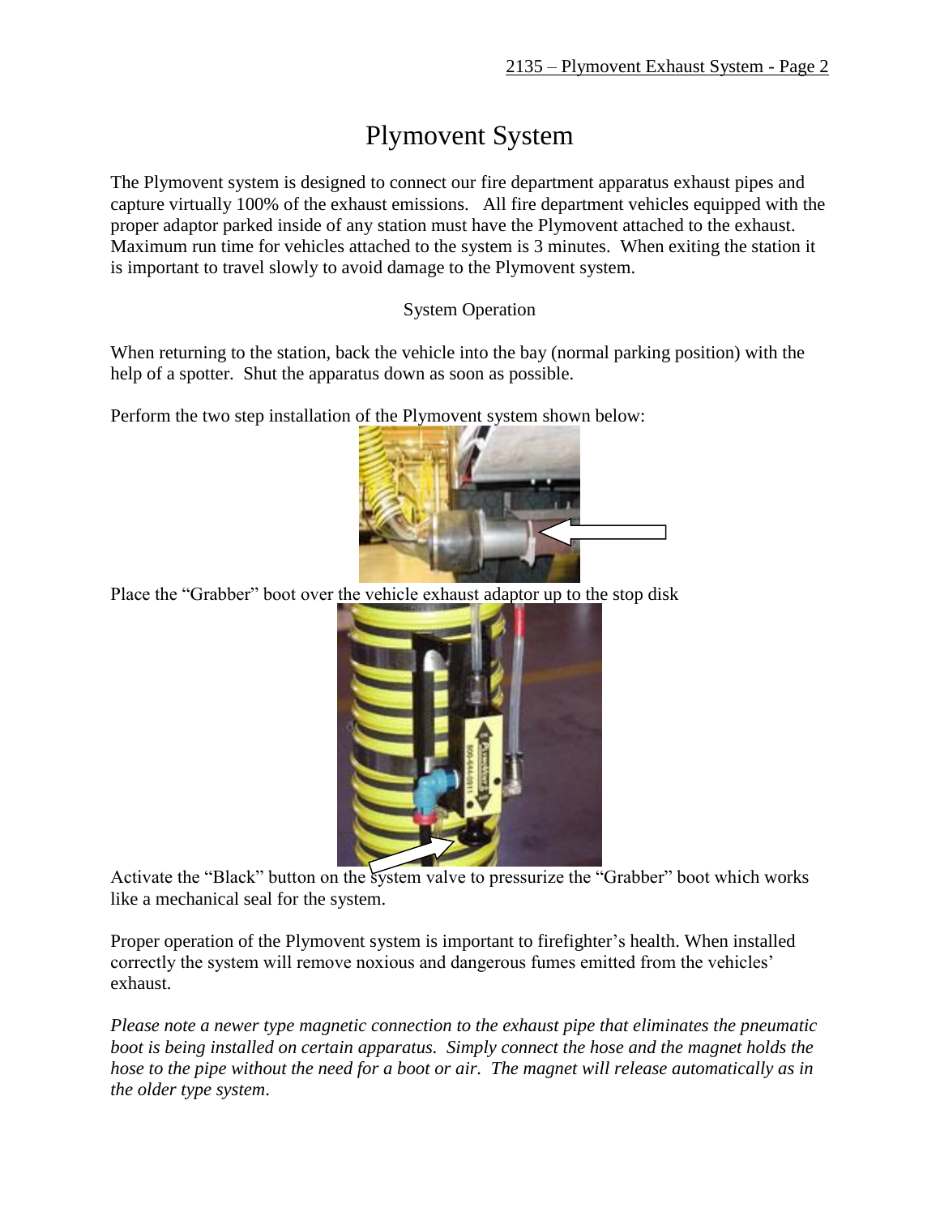# Plymovent System

The Plymovent system is designed to connect our fire department apparatus exhaust pipes and capture virtually 100% of the exhaust emissions. All fire department vehicles equipped with the proper adaptor parked inside of any station must have the Plymovent attached to the exhaust. Maximum run time for vehicles attached to the system is 3 minutes. When exiting the station it is important to travel slowly to avoid damage to the Plymovent system.

## System Operation

When returning to the station, back the vehicle into the bay (normal parking position) with the help of a spotter. Shut the apparatus down as soon as possible.

Perform the two step installation of the Plymovent system shown below:

Place the "Grabber" boot over the vehicle exhaust adaptor up to the stop disk

Activate the "Black" button on the system valve to pressurize the "Grabber" boot which works like a mechanical seal for the system.

Proper operation of the Plymovent system is important to firefighter's health. When installed correctly the system will remove noxious and dangerous fumes emitted from the vehicles' exhaust.

*Please note a newer type magnetic connection to the exhaust pipe that eliminates the pneumatic boot is being installed on certain apparatus. Simply connect the hose and the magnet holds the hose to the pipe without the need for a boot or air. The magnet will release automatically as in the older type system.*